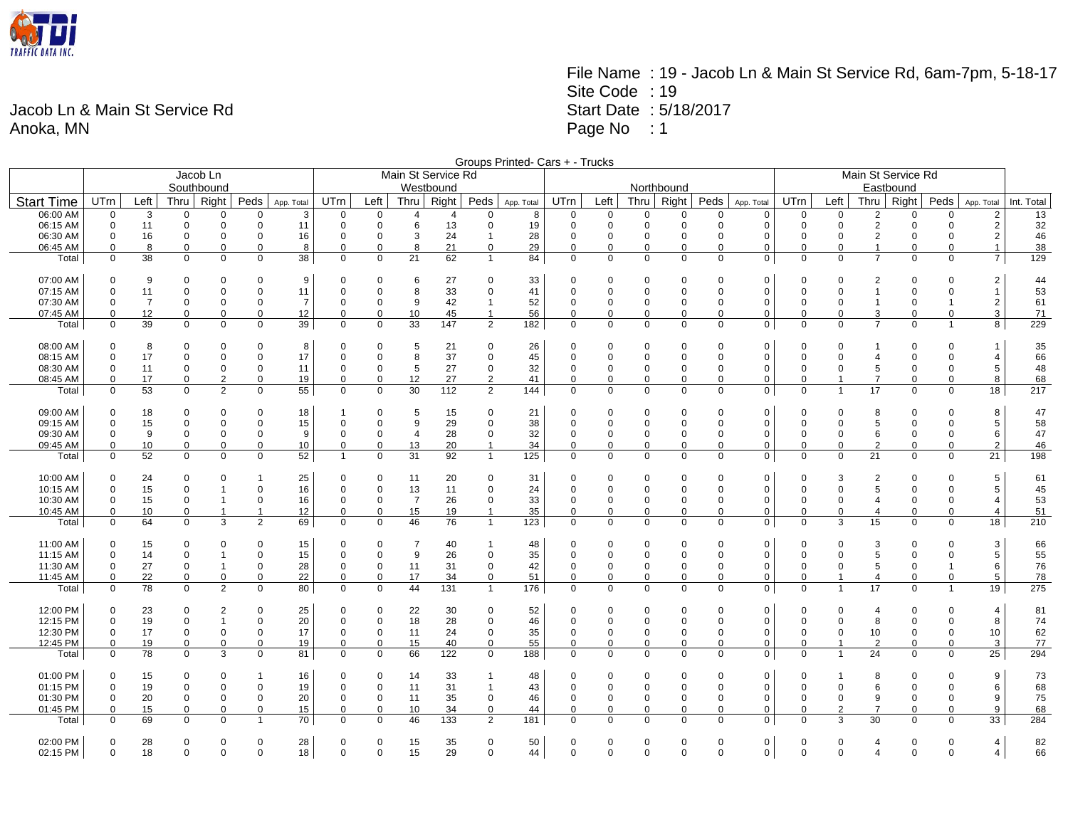Jacob Ln & Main St Service Rd
Anoka, MN

File Name : 19 - Jacob Ln & Main St Service Rd, 6am-7pm, 5-18-17
Site Code : 19
Start Date : 5/18/2017
Page No : 1

Groups Printed- Cars + - Trucks

| | Jacob Ln Southbound | | | | | | Main St Service Rd Westbound | | | | | | Northbound | | | | | | Main St Service Rd Eastbound | | | | | | |
|---|---|---|---|---|---|---|---|---|---|---|---|---|---|---|---|---|---|---|---|---|---|---|---|---|---|
| Start Time | UTrn | Left | Thru | Right | Peds | App. Total | UTrn | Left | Thru | Right | Peds | App. Total | UTrn | Left | Thru | Right | Peds | App. Total | UTrn | Left | Thru | Right | Peds | App. Total | Int. Total |
| 06:00 AM | 0 | 3 | 0 | 0 | 0 | 3 | 0 | 0 | 4 | 4 | 0 | 8 | 0 | 0 | 0 | 0 | 0 | 0 | 0 | 0 | 2 | 0 | 0 | 2 | 13 |
| 06:15 AM | 0 | 11 | 0 | 0 | 0 | 11 | 0 | 0 | 6 | 13 | 0 | 19 | 0 | 0 | 0 | 0 | 0 | 0 | 0 | 0 | 2 | 0 | 0 | 2 | 32 |
| 06:30 AM | 0 | 16 | 0 | 0 | 0 | 16 | 0 | 0 | 3 | 24 | 1 | 28 | 0 | 0 | 0 | 0 | 0 | 0 | 0 | 0 | 2 | 0 | 0 | 2 | 46 |
| 06:45 AM | 0 | 8 | 0 | 0 | 0 | 8 | 0 | 0 | 8 | 21 | 0 | 29 | 0 | 0 | 0 | 0 | 0 | 0 | 0 | 0 | 1 | 0 | 0 | 1 | 38 |
| Total | 0 | 38 | 0 | 0 | 0 | 38 | 0 | 0 | 21 | 62 | 1 | 84 | 0 | 0 | 0 | 0 | 0 | 0 | 0 | 0 | 7 | 0 | 0 | 7 | 129 |
| | | | | | | | | | | | | | | | | | | | | | | | | | |
| 07:00 AM | 0 | 9 | 0 | 0 | 0 | 9 | 0 | 0 | 6 | 27 | 0 | 33 | 0 | 0 | 0 | 0 | 0 | 0 | 0 | 0 | 2 | 0 | 0 | 2 | 44 |
| 07:15 AM | 0 | 11 | 0 | 0 | 0 | 11 | 0 | 0 | 8 | 33 | 0 | 41 | 0 | 0 | 0 | 0 | 0 | 0 | 0 | 0 | 1 | 0 | 0 | 1 | 53 |
| 07:30 AM | 0 | 7 | 0 | 0 | 0 | 7 | 0 | 0 | 9 | 42 | 1 | 52 | 0 | 0 | 0 | 0 | 0 | 0 | 0 | 0 | 1 | 0 | 1 | 2 | 61 |
| 07:45 AM | 0 | 12 | 0 | 0 | 0 | 12 | 0 | 0 | 10 | 45 | 1 | 56 | 0 | 0 | 0 | 0 | 0 | 0 | 0 | 0 | 3 | 0 | 0 | 3 | 71 |
| Total | 0 | 39 | 0 | 0 | 0 | 39 | 0 | 0 | 33 | 147 | 2 | 182 | 0 | 0 | 0 | 0 | 0 | 0 | 0 | 0 | 7 | 0 | 1 | 8 | 229 |
| | | | | | | | | | | | | | | | | | | | | | | | | | |
| 08:00 AM | 0 | 8 | 0 | 0 | 0 | 8 | 0 | 0 | 5 | 21 | 0 | 26 | 0 | 0 | 0 | 0 | 0 | 0 | 0 | 0 | 1 | 0 | 0 | 1 | 35 |
| 08:15 AM | 0 | 17 | 0 | 0 | 0 | 17 | 0 | 0 | 8 | 37 | 0 | 45 | 0 | 0 | 0 | 0 | 0 | 0 | 0 | 0 | 4 | 0 | 0 | 4 | 66 |
| 08:30 AM | 0 | 11 | 0 | 0 | 0 | 11 | 0 | 0 | 5 | 27 | 0 | 32 | 0 | 0 | 0 | 0 | 0 | 0 | 0 | 0 | 5 | 0 | 0 | 5 | 48 |
| 08:45 AM | 0 | 17 | 0 | 2 | 0 | 19 | 0 | 0 | 12 | 27 | 2 | 41 | 0 | 0 | 0 | 0 | 0 | 0 | 0 | 1 | 7 | 0 | 0 | 8 | 68 |
| Total | 0 | 53 | 0 | 2 | 0 | 55 | 0 | 0 | 30 | 112 | 2 | 144 | 0 | 0 | 0 | 0 | 0 | 0 | 0 | 1 | 17 | 0 | 0 | 18 | 217 |
| | | | | | | | | | | | | | | | | | | | | | | | | | |
| 09:00 AM | 0 | 18 | 0 | 0 | 0 | 18 | 1 | 0 | 5 | 15 | 0 | 21 | 0 | 0 | 0 | 0 | 0 | 0 | 0 | 0 | 8 | 0 | 0 | 8 | 47 |
| 09:15 AM | 0 | 15 | 0 | 0 | 0 | 15 | 0 | 0 | 9 | 29 | 0 | 38 | 0 | 0 | 0 | 0 | 0 | 0 | 0 | 0 | 5 | 0 | 0 | 5 | 58 |
| 09:30 AM | 0 | 9 | 0 | 0 | 0 | 9 | 0 | 0 | 4 | 28 | 0 | 32 | 0 | 0 | 0 | 0 | 0 | 0 | 0 | 0 | 6 | 0 | 0 | 6 | 47 |
| 09:45 AM | 0 | 10 | 0 | 0 | 0 | 10 | 0 | 0 | 13 | 20 | 1 | 34 | 0 | 0 | 0 | 0 | 0 | 0 | 0 | 0 | 2 | 0 | 0 | 2 | 46 |
| Total | 0 | 52 | 0 | 0 | 0 | 52 | 1 | 0 | 31 | 92 | 1 | 125 | 0 | 0 | 0 | 0 | 0 | 0 | 0 | 0 | 21 | 0 | 0 | 21 | 198 |
| | | | | | | | | | | | | | | | | | | | | | | | | | |
| 10:00 AM | 0 | 24 | 0 | 0 | 1 | 25 | 0 | 0 | 11 | 20 | 0 | 31 | 0 | 0 | 0 | 0 | 0 | 0 | 0 | 3 | 2 | 0 | 0 | 5 | 61 |
| 10:15 AM | 0 | 15 | 0 | 1 | 0 | 16 | 0 | 0 | 13 | 11 | 0 | 24 | 0 | 0 | 0 | 0 | 0 | 0 | 0 | 0 | 5 | 0 | 0 | 5 | 45 |
| 10:30 AM | 0 | 15 | 0 | 1 | 0 | 16 | 0 | 0 | 7 | 26 | 0 | 33 | 0 | 0 | 0 | 0 | 0 | 0 | 0 | 0 | 4 | 0 | 0 | 4 | 53 |
| 10:45 AM | 0 | 10 | 0 | 1 | 1 | 12 | 0 | 0 | 15 | 19 | 1 | 35 | 0 | 0 | 0 | 0 | 0 | 0 | 0 | 0 | 4 | 0 | 0 | 4 | 51 |
| Total | 0 | 64 | 0 | 3 | 2 | 69 | 0 | 0 | 46 | 76 | 1 | 123 | 0 | 0 | 0 | 0 | 0 | 0 | 0 | 3 | 15 | 0 | 0 | 18 | 210 |
| | | | | | | | | | | | | | | | | | | | | | | | | | |
| 11:00 AM | 0 | 15 | 0 | 0 | 0 | 15 | 0 | 0 | 7 | 40 | 1 | 48 | 0 | 0 | 0 | 0 | 0 | 0 | 0 | 0 | 3 | 0 | 0 | 3 | 66 |
| 11:15 AM | 0 | 14 | 0 | 1 | 0 | 15 | 0 | 0 | 9 | 26 | 0 | 35 | 0 | 0 | 0 | 0 | 0 | 0 | 0 | 0 | 5 | 0 | 0 | 5 | 55 |
| 11:30 AM | 0 | 27 | 0 | 1 | 0 | 28 | 0 | 0 | 11 | 31 | 0 | 42 | 0 | 0 | 0 | 0 | 0 | 0 | 0 | 0 | 5 | 0 | 1 | 6 | 76 |
| 11:45 AM | 0 | 22 | 0 | 0 | 0 | 22 | 0 | 0 | 17 | 34 | 0 | 51 | 0 | 0 | 0 | 0 | 0 | 0 | 0 | 1 | 4 | 0 | 0 | 5 | 78 |
| Total | 0 | 78 | 0 | 2 | 0 | 80 | 0 | 0 | 44 | 131 | 1 | 176 | 0 | 0 | 0 | 0 | 0 | 0 | 0 | 1 | 17 | 0 | 1 | 19 | 275 |
| | | | | | | | | | | | | | | | | | | | | | | | | | |
| 12:00 PM | 0 | 23 | 0 | 2 | 0 | 25 | 0 | 0 | 22 | 30 | 0 | 52 | 0 | 0 | 0 | 0 | 0 | 0 | 0 | 0 | 4 | 0 | 0 | 4 | 81 |
| 12:15 PM | 0 | 19 | 0 | 1 | 0 | 20 | 0 | 0 | 18 | 28 | 0 | 46 | 0 | 0 | 0 | 0 | 0 | 0 | 0 | 0 | 8 | 0 | 0 | 8 | 74 |
| 12:30 PM | 0 | 17 | 0 | 0 | 0 | 17 | 0 | 0 | 11 | 24 | 0 | 35 | 0 | 0 | 0 | 0 | 0 | 0 | 0 | 0 | 10 | 0 | 0 | 10 | 62 |
| 12:45 PM | 0 | 19 | 0 | 0 | 0 | 19 | 0 | 0 | 15 | 40 | 0 | 55 | 0 | 0 | 0 | 0 | 0 | 0 | 0 | 1 | 2 | 0 | 0 | 3 | 77 |
| Total | 0 | 78 | 0 | 3 | 0 | 81 | 0 | 0 | 66 | 122 | 0 | 188 | 0 | 0 | 0 | 0 | 0 | 0 | 0 | 1 | 24 | 0 | 0 | 25 | 294 |
| | | | | | | | | | | | | | | | | | | | | | | | | | |
| 01:00 PM | 0 | 15 | 0 | 0 | 1 | 16 | 0 | 0 | 14 | 33 | 1 | 48 | 0 | 0 | 0 | 0 | 0 | 0 | 0 | 1 | 8 | 0 | 0 | 9 | 73 |
| 01:15 PM | 0 | 19 | 0 | 0 | 0 | 19 | 0 | 0 | 11 | 31 | 1 | 43 | 0 | 0 | 0 | 0 | 0 | 0 | 0 | 0 | 6 | 0 | 0 | 6 | 68 |
| 01:30 PM | 0 | 20 | 0 | 0 | 0 | 20 | 0 | 0 | 11 | 35 | 0 | 46 | 0 | 0 | 0 | 0 | 0 | 0 | 0 | 0 | 9 | 0 | 0 | 9 | 75 |
| 01:45 PM | 0 | 15 | 0 | 0 | 0 | 15 | 0 | 0 | 10 | 34 | 0 | 44 | 0 | 0 | 0 | 0 | 0 | 0 | 0 | 2 | 7 | 0 | 0 | 9 | 68 |
| Total | 0 | 69 | 0 | 0 | 1 | 70 | 0 | 0 | 46 | 133 | 2 | 181 | 0 | 0 | 0 | 0 | 0 | 0 | 0 | 3 | 30 | 0 | 0 | 33 | 284 |
| | | | | | | | | | | | | | | | | | | | | | | | | | |
| 02:00 PM | 0 | 28 | 0 | 0 | 0 | 28 | 0 | 0 | 15 | 35 | 0 | 50 | 0 | 0 | 0 | 0 | 0 | 0 | 0 | 0 | 4 | 0 | 0 | 4 | 82 |
| 02:15 PM | 0 | 18 | 0 | 0 | 0 | 18 | 0 | 0 | 15 | 29 | 0 | 44 | 0 | 0 | 0 | 0 | 0 | 0 | 0 | 0 | 4 | 0 | 0 | 4 | 66 |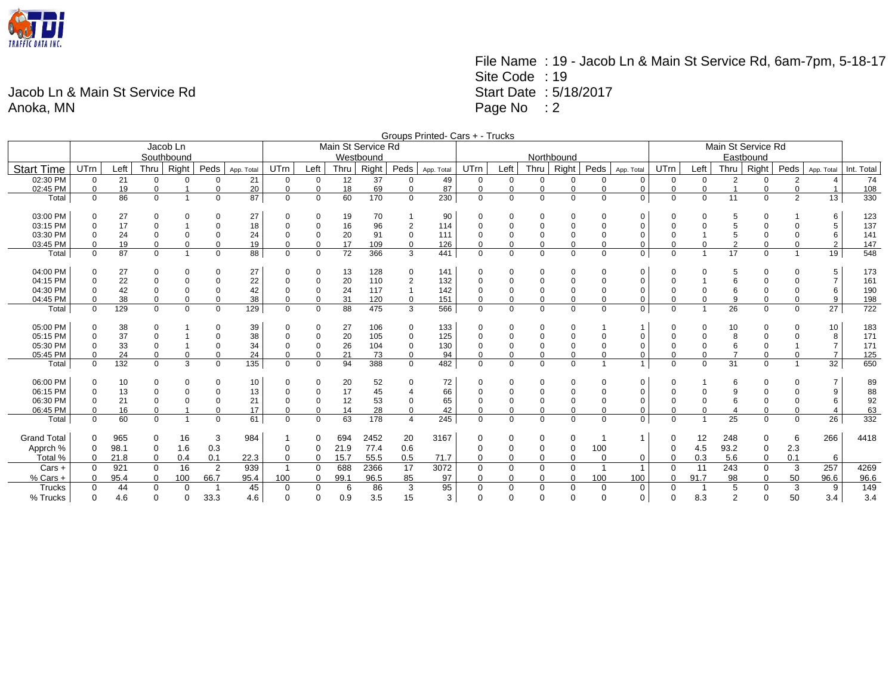Jacob Ln & Main St Service Rd
Anoka, MN

File Name : 19 - Jacob Ln & Main St Service Rd, 6am-7pm, 5-18-17
Site Code : 19
Start Date : 5/18/2017
Page No : 2

Groups Printed- Cars + - Trucks

| | Jacob Ln Southbound | | | | | | Main St Service Rd Westbound | | | | | | Northbound | | | | | | Main St Service Rd Eastbound | | | | | | |
|---|---|---|---|---|---|---|---|---|---|---|---|---|---|---|---|---|---|---|---|---|---|---|---|---|---|
| Start Time | UTrn | Left | Thru | Right | Peds | App. Total | UTrn | Left | Thru | Right | Peds | App. Total | UTrn | Left | Thru | Right | Peds | App. Total | UTrn | Left | Thru | Right | Peds | App. Total | Int. Total |
| 02:30 PM | 0 | 21 | 0 | 0 | 0 | 21 | 0 | 0 | 12 | 37 | 0 | 49 | 0 | 0 | 0 | 0 | 0 | 0 | 0 | 0 | 2 | 0 | 2 | 4 | 74 |
| 02:45 PM | 0 | 19 | 0 | 1 | 0 | 20 | 0 | 0 | 18 | 69 | 0 | 87 | 0 | 0 | 0 | 0 | 0 | 0 | 0 | 0 | 1 | 0 | 0 | 1 | 108 |
| Total | 0 | 86 | 0 | 1 | 0 | 87 | 0 | 0 | 60 | 170 | 0 | 230 | 0 | 0 | 0 | 0 | 0 | 0 | 0 | 0 | 11 | 0 | 2 | 13 | 330 |
| | | | | | | | | | | | | | | | | | | | | | | | | | |
| 03:00 PM | 0 | 27 | 0 | 0 | 0 | 27 | 0 | 0 | 19 | 70 | 1 | 90 | 0 | 0 | 0 | 0 | 0 | 0 | 0 | 0 | 5 | 0 | 1 | 6 | 123 |
| 03:15 PM | 0 | 17 | 0 | 1 | 0 | 18 | 0 | 0 | 16 | 96 | 2 | 114 | 0 | 0 | 0 | 0 | 0 | 0 | 0 | 0 | 5 | 0 | 0 | 5 | 137 |
| 03:30 PM | 0 | 24 | 0 | 0 | 0 | 24 | 0 | 0 | 20 | 91 | 0 | 111 | 0 | 0 | 0 | 0 | 0 | 0 | 0 | 1 | 5 | 0 | 0 | 6 | 141 |
| 03:45 PM | 0 | 19 | 0 | 0 | 0 | 19 | 0 | 0 | 17 | 109 | 0 | 126 | 0 | 0 | 0 | 0 | 0 | 0 | 0 | 0 | 2 | 0 | 0 | 2 | 147 |
| Total | 0 | 87 | 0 | 1 | 0 | 88 | 0 | 0 | 72 | 366 | 3 | 441 | 0 | 0 | 0 | 0 | 0 | 0 | 0 | 1 | 17 | 0 | 1 | 19 | 548 |
| | | | | | | | | | | | | | | | | | | | | | | | | | |
| 04:00 PM | 0 | 27 | 0 | 0 | 0 | 27 | 0 | 0 | 13 | 128 | 0 | 141 | 0 | 0 | 0 | 0 | 0 | 0 | 0 | 0 | 5 | 0 | 0 | 5 | 173 |
| 04:15 PM | 0 | 22 | 0 | 0 | 0 | 22 | 0 | 0 | 20 | 110 | 2 | 132 | 0 | 0 | 0 | 0 | 0 | 0 | 0 | 1 | 6 | 0 | 0 | 7 | 161 |
| 04:30 PM | 0 | 42 | 0 | 0 | 0 | 42 | 0 | 0 | 24 | 117 | 1 | 142 | 0 | 0 | 0 | 0 | 0 | 0 | 0 | 0 | 6 | 0 | 0 | 6 | 190 |
| 04:45 PM | 0 | 38 | 0 | 0 | 0 | 38 | 0 | 0 | 31 | 120 | 0 | 151 | 0 | 0 | 0 | 0 | 0 | 0 | 0 | 0 | 9 | 0 | 0 | 9 | 198 |
| Total | 0 | 129 | 0 | 0 | 0 | 129 | 0 | 0 | 88 | 475 | 3 | 566 | 0 | 0 | 0 | 0 | 0 | 0 | 0 | 1 | 26 | 0 | 0 | 27 | 722 |
| | | | | | | | | | | | | | | | | | | | | | | | | | |
| 05:00 PM | 0 | 38 | 0 | 1 | 0 | 39 | 0 | 0 | 27 | 106 | 0 | 133 | 0 | 0 | 0 | 0 | 1 | 1 | 0 | 0 | 10 | 0 | 0 | 10 | 183 |
| 05:15 PM | 0 | 37 | 0 | 1 | 0 | 38 | 0 | 0 | 20 | 105 | 0 | 125 | 0 | 0 | 0 | 0 | 0 | 0 | 0 | 0 | 8 | 0 | 0 | 8 | 171 |
| 05:30 PM | 0 | 33 | 0 | 1 | 0 | 34 | 0 | 0 | 26 | 104 | 0 | 130 | 0 | 0 | 0 | 0 | 0 | 0 | 0 | 0 | 6 | 0 | 1 | 7 | 171 |
| 05:45 PM | 0 | 24 | 0 | 0 | 0 | 24 | 0 | 0 | 21 | 73 | 0 | 94 | 0 | 0 | 0 | 0 | 0 | 0 | 0 | 0 | 7 | 0 | 0 | 7 | 125 |
| Total | 0 | 132 | 0 | 3 | 0 | 135 | 0 | 0 | 94 | 388 | 0 | 482 | 0 | 0 | 0 | 0 | 1 | 1 | 0 | 0 | 31 | 0 | 1 | 32 | 650 |
| | | | | | | | | | | | | | | | | | | | | | | | | | |
| 06:00 PM | 0 | 10 | 0 | 0 | 0 | 10 | 0 | 0 | 20 | 52 | 0 | 72 | 0 | 0 | 0 | 0 | 0 | 0 | 0 | 1 | 6 | 0 | 0 | 7 | 89 |
| 06:15 PM | 0 | 13 | 0 | 0 | 0 | 13 | 0 | 0 | 17 | 45 | 4 | 66 | 0 | 0 | 0 | 0 | 0 | 0 | 0 | 0 | 9 | 0 | 0 | 9 | 88 |
| 06:30 PM | 0 | 21 | 0 | 0 | 0 | 21 | 0 | 0 | 12 | 53 | 0 | 65 | 0 | 0 | 0 | 0 | 0 | 0 | 0 | 0 | 6 | 0 | 0 | 6 | 92 |
| 06:45 PM | 0 | 16 | 0 | 1 | 0 | 17 | 0 | 0 | 14 | 28 | 0 | 42 | 0 | 0 | 0 | 0 | 0 | 0 | 0 | 0 | 4 | 0 | 0 | 4 | 63 |
| Total | 0 | 60 | 0 | 1 | 0 | 61 | 0 | 0 | 63 | 178 | 4 | 245 | 0 | 0 | 0 | 0 | 0 | 0 | 0 | 1 | 25 | 0 | 0 | 26 | 332 |
| | | | | | | | | | | | | | | | | | | | | | | | | | |
| Grand Total | 0 | 965 | 0 | 16 | 3 | 984 | 1 | 0 | 694 | 2452 | 20 | 3167 | 0 | 0 | 0 | 0 | 1 | 1 | 0 | 12 | 248 | 0 | 6 | 266 | 4418 |
| Apprch % | 0 | 98.1 | 0 | 1.6 | 0.3 | | 0 | 0 | 21.9 | 77.4 | 0.6 | | 0 | 0 | 0 | 0 | 100 | | 0 | 4.5 | 93.2 | 0 | 2.3 | | |
| Total % | 0 | 21.8 | 0 | 0.4 | 0.1 | 22.3 | 0 | 0 | 15.7 | 55.5 | 0.5 | 71.7 | 0 | 0 | 0 | 0 | 0 | 0 | 0 | 0.3 | 5.6 | 0 | 0.1 | 6 | |
| Cars + | 0 | 921 | 0 | 16 | 2 | 939 | 1 | 0 | 688 | 2366 | 17 | 3072 | 0 | 0 | 0 | 0 | 1 | 1 | 0 | 11 | 243 | 0 | 3 | 257 | 4269 |
| % Cars + | 0 | 95.4 | 0 | 100 | 66.7 | 95.4 | 100 | 0 | 99.1 | 96.5 | 85 | 97 | 0 | 0 | 0 | 0 | 100 | 100 | 0 | 91.7 | 98 | 0 | 50 | 96.6 | 96.6 |
| Trucks | 0 | 44 | 0 | 0 | 1 | 45 | 0 | 0 | 6 | 86 | 3 | 95 | 0 | 0 | 0 | 0 | 0 | 0 | 0 | 1 | 5 | 0 | 3 | 9 | 149 |
| % Trucks | 0 | 4.6 | 0 | 0 | 33.3 | 4.6 | 0 | 0 | 0.9 | 3.5 | 15 | 3 | 0 | 0 | 0 | 0 | 0 | 0 | 0 | 8.3 | 2 | 0 | 50 | 3.4 | 3.4 |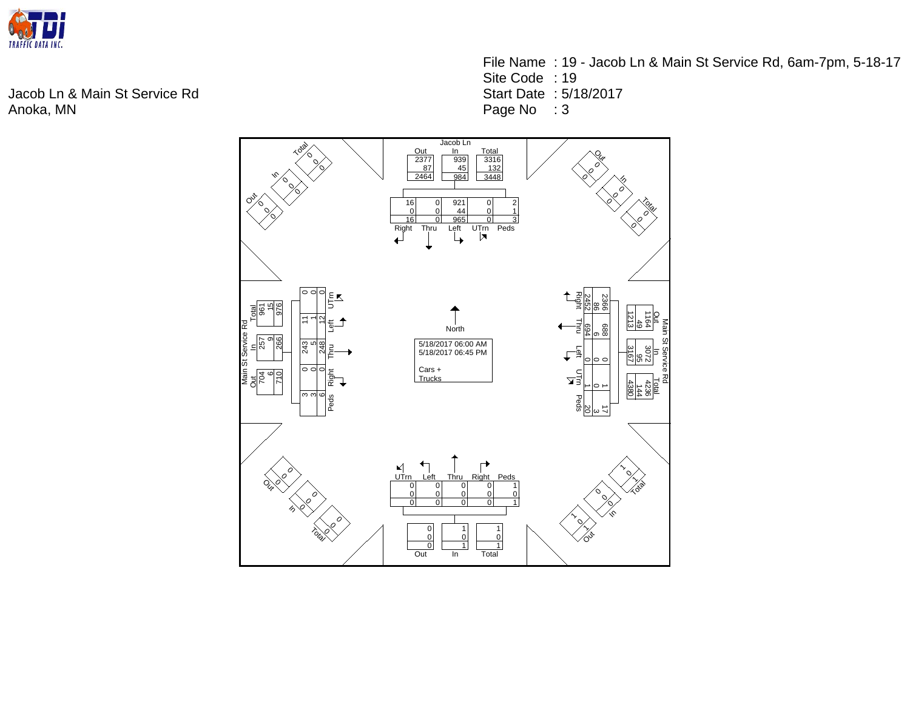Jacob Ln & Main St Service Rd
Anoka, MN

File Name : 19 - Jacob Ln & Main St Service Rd, 6am-7pm, 5-18-17
Site Code : 19
Start Date : 5/18/2017
Page No : 3

5/18/2017 06:00 AM
5/18/2017 06:45 PM

Cars +
Trucks

North

**Jacob Ln (Southbound)**

| Out | In | Total |
|---|---|---|
| 2377 | 939 | 3316 |
| 87 | 45 | 132 |
| 2464 | 984 | 3448 |

| Right | Thru | Left | UTrn | Peds |
|---|---|---|---|---|
| 16 | 0 | 921 | 0 | 2 |
| 0 | 0 | 44 | 0 | 1 |
| 16 | 0 | 965 | 0 | 3 |

**Main St Service Rd (Westbound)**

| Out | In | Total |
|---|---|---|
| 1164 | 3072 | 4236 |
| 49 | 95 | 144 |
| 1213 | 3167 | 4380 |

| Right | Thru | Left | UTrn | Peds |
|---|---|---|---|---|
| 2366 | 688 | 0 | 1 | 17 |
| 86 | 6 | 0 | 0 | 3 |
| 2452 | 694 | 0 | 1 | 20 |

**(Northbound)**

| Out | In | Total |
|---|---|---|
| 0 | 1 | 1 |
| 0 | 0 | 0 |
| 0 | 1 | 1 |

| UTrn | Left | Thru | Right | Peds |
|---|---|---|---|---|
| 0 | 0 | 0 | 0 | 1 |
| 0 | 0 | 0 | 0 | 0 |
| 0 | 0 | 0 | 0 | 1 |

**Main St Service Rd (Eastbound)**

| Out | In | Total |
|---|---|---|
| 704 | 257 | 961 |
| 6 | 9 | 15 |
| 710 | 266 | 976 |

| UTrn | Left | Thru | Right | Peds |
|---|---|---|---|---|
| 0 | 11 | 243 | 0 | 3 |
| 0 | 1 | 5 | 0 | 3 |
| 0 | 12 | 248 | 0 | 6 |

**Northwest corner**

| Out | In | Total |
|---|---|---|
| 0 | 0 | 0 |
| 0 | 0 | 0 |
| 0 | 0 | 0 |

**Northeast corner**

| Out | In | Total |
|---|---|---|
| 0 | 0 | 0 |
| 0 | 0 | 0 |
| 0 | 0 | 0 |

**Southwest corner**

| Out | In | Total |
|---|---|---|
| 0 | 0 | 0 |
| 0 | 0 | 0 |
| 0 | 0 | 0 |

**Southeast corner**

| Out | In | Total |
|---|---|---|
| 1 | 0 | 1 |
| 0 | 0 | 0 |
| 1 | 0 | 1 |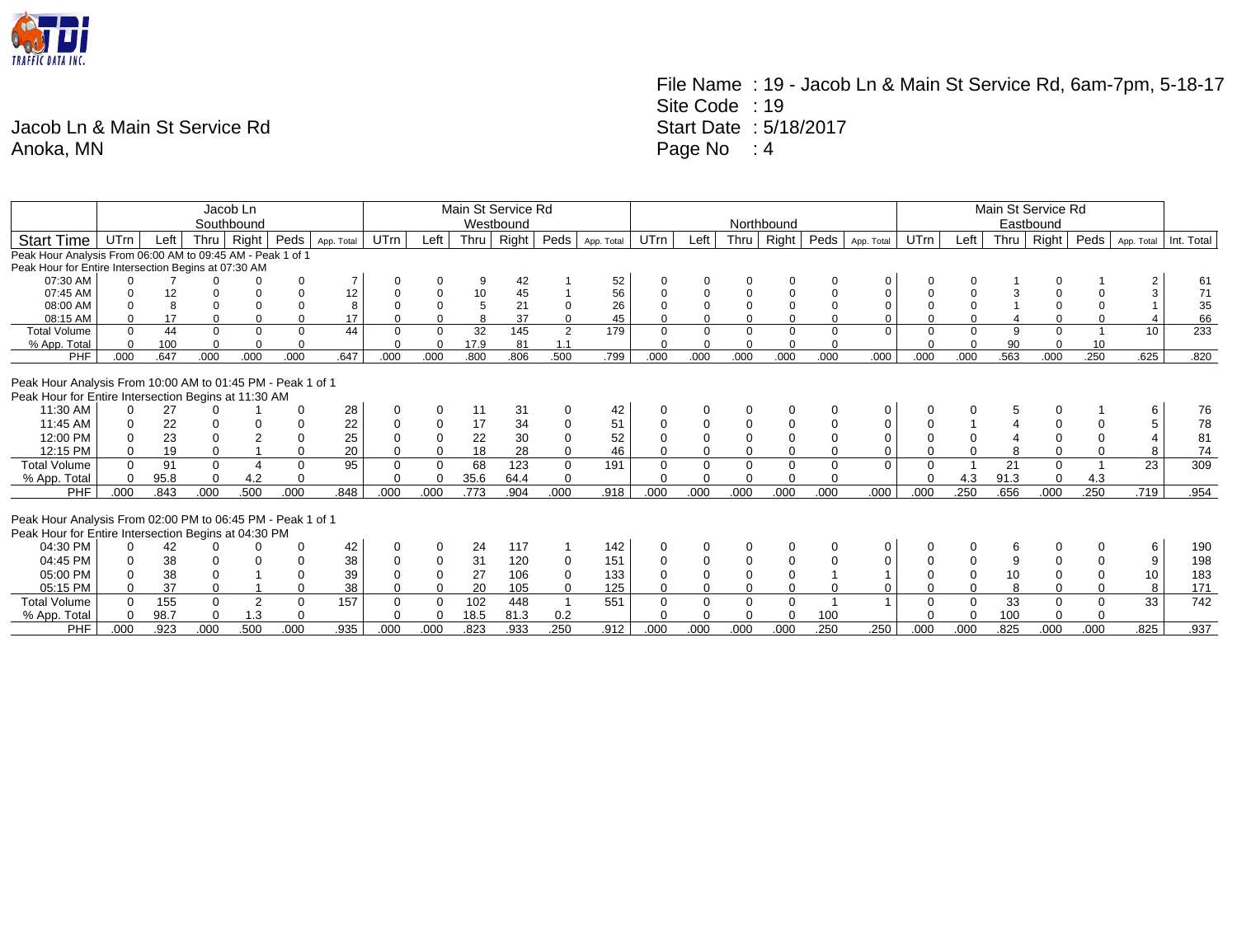Jacob Ln & Main St Service Rd
Anoka, MN

File Name : 19 - Jacob Ln & Main St Service Rd, 6am-7pm, 5-18-17
Site Code : 19
Start Date : 5/18/2017
Page No : 4

| | Jacob Ln Southbound | | | | | | Main St Service Rd Westbound | | | | | | Northbound | | | | | | Main St Service Rd Eastbound | | | | | | |
|---|---|---|---|---|---|---|---|---|---|---|---|---|---|---|---|---|---|---|---|---|---|---|---|---|---|
| Start Time | UTrn | Left | Thru | Right | Peds | App. Total | UTrn | Left | Thru | Right | Peds | App. Total | UTrn | Left | Thru | Right | Peds | App. Total | UTrn | Left | Thru | Right | Peds | App. Total | Int. Total |
| Peak Hour Analysis From 06:00 AM to 09:45 AM - Peak 1 of 1 | | | | | | | | | | | | | | | | | | | | | | | | | |
| Peak Hour for Entire Intersection Begins at 07:30 AM | | | | | | | | | | | | | | | | | | | | | | | | | |
| 07:30 AM | 0 | 7 | 0 | 0 | 0 | 7 | 0 | 0 | 9 | 42 | 1 | 52 | 0 | 0 | 0 | 0 | 0 | 0 | 0 | 0 | 1 | 0 | 1 | 2 | 61 |
| 07:45 AM | 0 | 12 | 0 | 0 | 0 | 12 | 0 | 0 | 10 | 45 | 1 | 56 | 0 | 0 | 0 | 0 | 0 | 0 | 0 | 0 | 3 | 0 | 0 | 3 | 71 |
| 08:00 AM | 0 | 8 | 0 | 0 | 0 | 8 | 0 | 0 | 5 | 21 | 0 | 26 | 0 | 0 | 0 | 0 | 0 | 0 | 0 | 0 | 1 | 0 | 0 | 1 | 35 |
| 08:15 AM | 0 | 17 | 0 | 0 | 0 | 17 | 0 | 0 | 8 | 37 | 0 | 45 | 0 | 0 | 0 | 0 | 0 | 0 | 0 | 0 | 4 | 0 | 0 | 4 | 66 |
| Total Volume | 0 | 44 | 0 | 0 | 0 | 44 | 0 | 0 | 32 | 145 | 2 | 179 | 0 | 0 | 0 | 0 | 0 | 0 | 0 | 0 | 9 | 0 | 1 | 10 | 233 |
| % App. Total | 0 | 100 | 0 | 0 | 0 | | 0 | 0 | 17.9 | 81 | 1.1 | | 0 | 0 | 0 | 0 | 0 | | 0 | 0 | 90 | 0 | 10 | | |
| PHF | .000 | .647 | .000 | .000 | .000 | .647 | .000 | .000 | .800 | .806 | .500 | .799 | .000 | .000 | .000 | .000 | .000 | .000 | .000 | .000 | .563 | .000 | .250 | .625 | .820 |
| Peak Hour Analysis From 10:00 AM to 01:45 PM - Peak 1 of 1 | | | | | | | | | | | | | | | | | | | | | | | | | |
| Peak Hour for Entire Intersection Begins at 11:30 AM | | | | | | | | | | | | | | | | | | | | | | | | | |
| 11:30 AM | 0 | 27 | 0 | 1 | 0 | 28 | 0 | 0 | 11 | 31 | 0 | 42 | 0 | 0 | 0 | 0 | 0 | 0 | 0 | 0 | 5 | 0 | 1 | 6 | 76 |
| 11:45 AM | 0 | 22 | 0 | 0 | 0 | 22 | 0 | 0 | 17 | 34 | 0 | 51 | 0 | 0 | 0 | 0 | 0 | 0 | 0 | 1 | 4 | 0 | 0 | 5 | 78 |
| 12:00 PM | 0 | 23 | 0 | 2 | 0 | 25 | 0 | 0 | 22 | 30 | 0 | 52 | 0 | 0 | 0 | 0 | 0 | 0 | 0 | 0 | 4 | 0 | 0 | 4 | 81 |
| 12:15 PM | 0 | 19 | 0 | 1 | 0 | 20 | 0 | 0 | 18 | 28 | 0 | 46 | 0 | 0 | 0 | 0 | 0 | 0 | 0 | 0 | 8 | 0 | 0 | 8 | 74 |
| Total Volume | 0 | 91 | 0 | 4 | 0 | 95 | 0 | 0 | 68 | 123 | 0 | 191 | 0 | 0 | 0 | 0 | 0 | 0 | 0 | 1 | 21 | 0 | 1 | 23 | 309 |
| % App. Total | 0 | 95.8 | 0 | 4.2 | 0 | | 0 | 0 | 35.6 | 64.4 | 0 | | 0 | 0 | 0 | 0 | 0 | | 0 | 4.3 | 91.3 | 0 | 4.3 | | |
| PHF | .000 | .843 | .000 | .500 | .000 | .848 | .000 | .000 | .773 | .904 | .000 | .918 | .000 | .000 | .000 | .000 | .000 | .000 | .000 | .250 | .656 | .000 | .250 | .719 | .954 |
| Peak Hour Analysis From 02:00 PM to 06:45 PM - Peak 1 of 1 | | | | | | | | | | | | | | | | | | | | | | | | | |
| Peak Hour for Entire Intersection Begins at 04:30 PM | | | | | | | | | | | | | | | | | | | | | | | | | |
| 04:30 PM | 0 | 42 | 0 | 0 | 0 | 42 | 0 | 0 | 24 | 117 | 1 | 142 | 0 | 0 | 0 | 0 | 0 | 0 | 0 | 0 | 6 | 0 | 0 | 6 | 190 |
| 04:45 PM | 0 | 38 | 0 | 0 | 0 | 38 | 0 | 0 | 31 | 120 | 0 | 151 | 0 | 0 | 0 | 0 | 0 | 0 | 0 | 0 | 9 | 0 | 0 | 9 | 198 |
| 05:00 PM | 0 | 38 | 0 | 1 | 0 | 39 | 0 | 0 | 27 | 106 | 0 | 133 | 0 | 0 | 0 | 0 | 1 | 1 | 0 | 0 | 10 | 0 | 0 | 10 | 183 |
| 05:15 PM | 0 | 37 | 0 | 1 | 0 | 38 | 0 | 0 | 20 | 105 | 0 | 125 | 0 | 0 | 0 | 0 | 0 | 0 | 0 | 0 | 8 | 0 | 0 | 8 | 171 |
| Total Volume | 0 | 155 | 0 | 2 | 0 | 157 | 0 | 0 | 102 | 448 | 1 | 551 | 0 | 0 | 0 | 0 | 1 | 1 | 0 | 0 | 33 | 0 | 0 | 33 | 742 |
| % App. Total | 0 | 98.7 | 0 | 1.3 | 0 | | 0 | 0 | 18.5 | 81.3 | 0.2 | | 0 | 0 | 0 | 0 | 100 | | 0 | 0 | 100 | 0 | 0 | | |
| PHF | .000 | .923 | .000 | .500 | .000 | .935 | .000 | .000 | .823 | .933 | .250 | .912 | .000 | .000 | .000 | .000 | .250 | .250 | .000 | .000 | .825 | .000 | .000 | .825 | .937 |